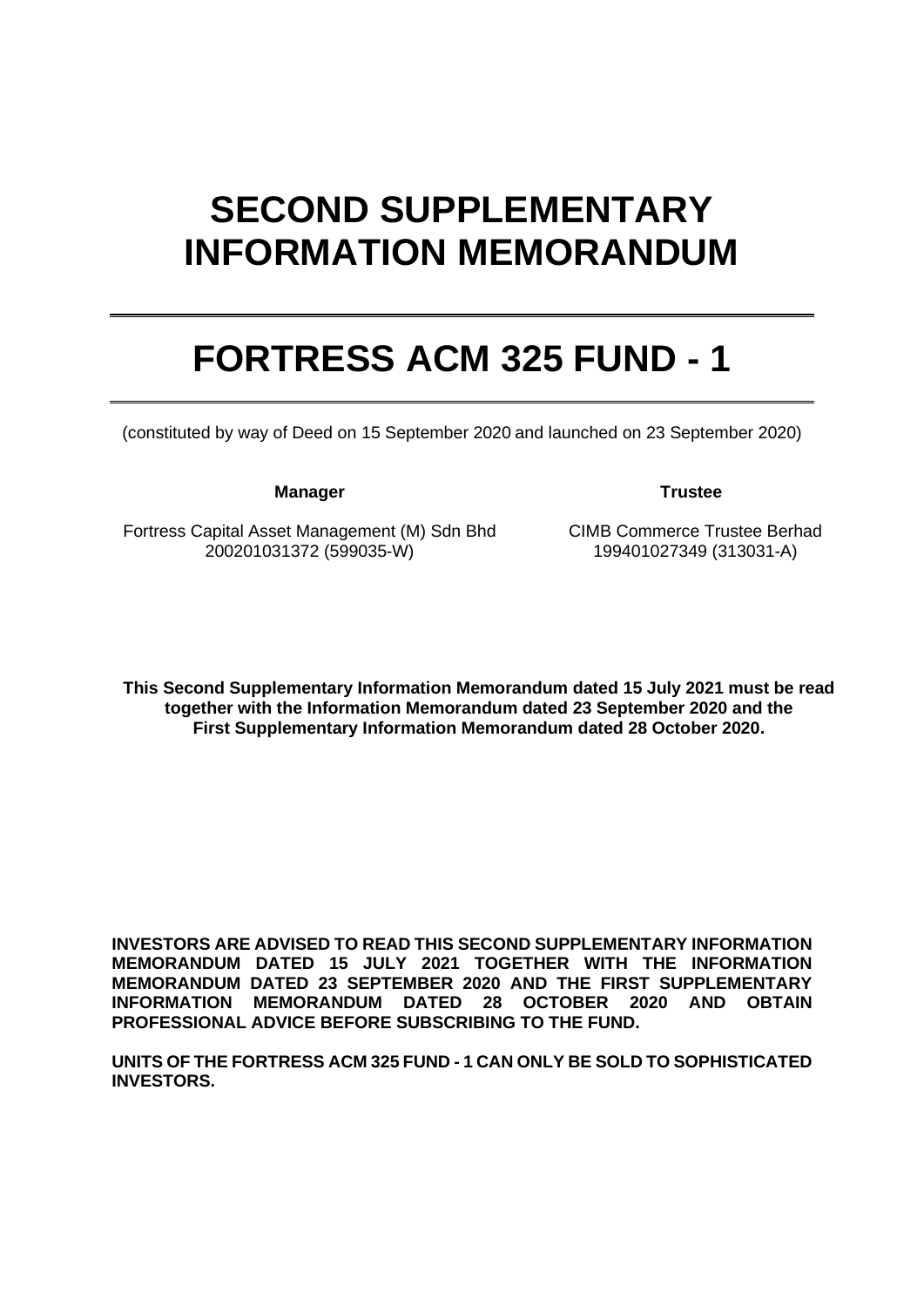# SECOND SUPPLEMENTARY INFORMATION MEMORANDUM

---

# FORTRESS ACM 325 FUND - 1

---

(constituted by way of Deed on 15 September 2020 and launched on 23 September 2020)

| **Manager** | **Trustee** |
| --- | --- |
| Fortress Capital Asset Management (M) Sdn Bhd<br>200201031372 (599035-W) | CIMB Commerce Trustee Berhad<br>199401027349 (313031-A) |

**This Second Supplementary Information Memorandum dated 15 July 2021 must be read together with the Information Memorandum dated 23 September 2020 and the First Supplementary Information Memorandum dated 28 October 2020.**

**INVESTORS ARE ADVISED TO READ THIS SECOND SUPPLEMENTARY INFORMATION MEMORANDUM DATED 15 JULY 2021 TOGETHER WITH THE INFORMATION MEMORANDUM DATED 23 SEPTEMBER 2020 AND THE FIRST SUPPLEMENTARY INFORMATION MEMORANDUM DATED 28 OCTOBER 2020 AND OBTAIN PROFESSIONAL ADVICE BEFORE SUBSCRIBING TO THE FUND.**

**UNITS OF THE FORTRESS ACM 325 FUND - 1 CAN ONLY BE SOLD TO SOPHISTICATED INVESTORS.**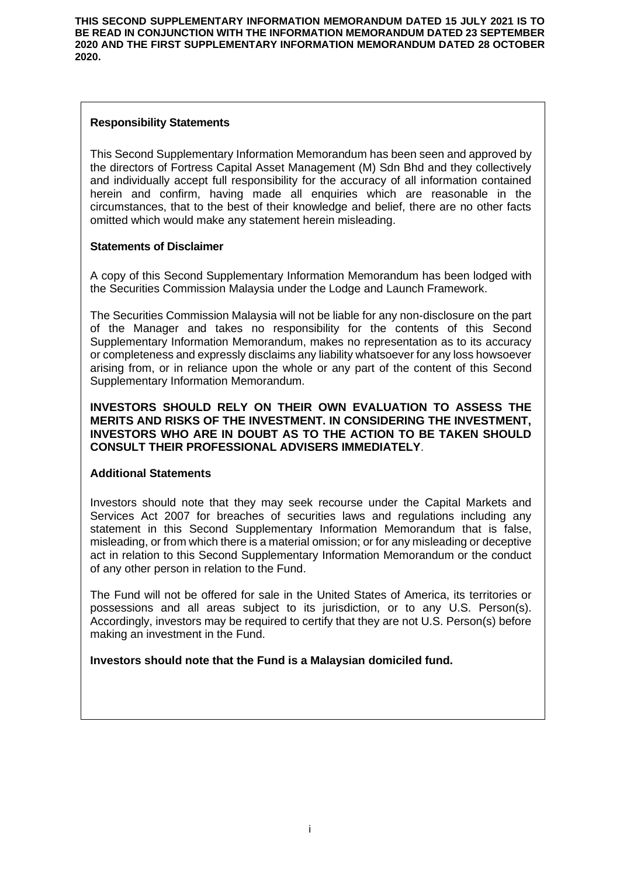**THIS SECOND SUPPLEMENTARY INFORMATION MEMORANDUM DATED 15 JULY 2021 IS TO BE READ IN CONJUNCTION WITH THE INFORMATION MEMORANDUM DATED 23 SEPTEMBER 2020 AND THE FIRST SUPPLEMENTARY INFORMATION MEMORANDUM DATED 28 OCTOBER 2020.**

**Responsibility Statements**

This Second Supplementary Information Memorandum has been seen and approved by the directors of Fortress Capital Asset Management (M) Sdn Bhd and they collectively and individually accept full responsibility for the accuracy of all information contained herein and confirm, having made all enquiries which are reasonable in the circumstances, that to the best of their knowledge and belief, there are no other facts omitted which would make any statement herein misleading.

**Statements of Disclaimer**

A copy of this Second Supplementary Information Memorandum has been lodged with the Securities Commission Malaysia under the Lodge and Launch Framework.

The Securities Commission Malaysia will not be liable for any non-disclosure on the part of the Manager and takes no responsibility for the contents of this Second Supplementary Information Memorandum, makes no representation as to its accuracy or completeness and expressly disclaims any liability whatsoever for any loss howsoever arising from, or in reliance upon the whole or any part of the content of this Second Supplementary Information Memorandum.

**INVESTORS SHOULD RELY ON THEIR OWN EVALUATION TO ASSESS THE MERITS AND RISKS OF THE INVESTMENT. IN CONSIDERING THE INVESTMENT, INVESTORS WHO ARE IN DOUBT AS TO THE ACTION TO BE TAKEN SHOULD CONSULT THEIR PROFESSIONAL ADVISERS IMMEDIATELY**.

**Additional Statements**

Investors should note that they may seek recourse under the Capital Markets and Services Act 2007 for breaches of securities laws and regulations including any statement in this Second Supplementary Information Memorandum that is false, misleading, or from which there is a material omission; or for any misleading or deceptive act in relation to this Second Supplementary Information Memorandum or the conduct of any other person in relation to the Fund.

The Fund will not be offered for sale in the United States of America, its territories or possessions and all areas subject to its jurisdiction, or to any U.S. Person(s). Accordingly, investors may be required to certify that they are not U.S. Person(s) before making an investment in the Fund.

**Investors should note that the Fund is a Malaysian domiciled fund.**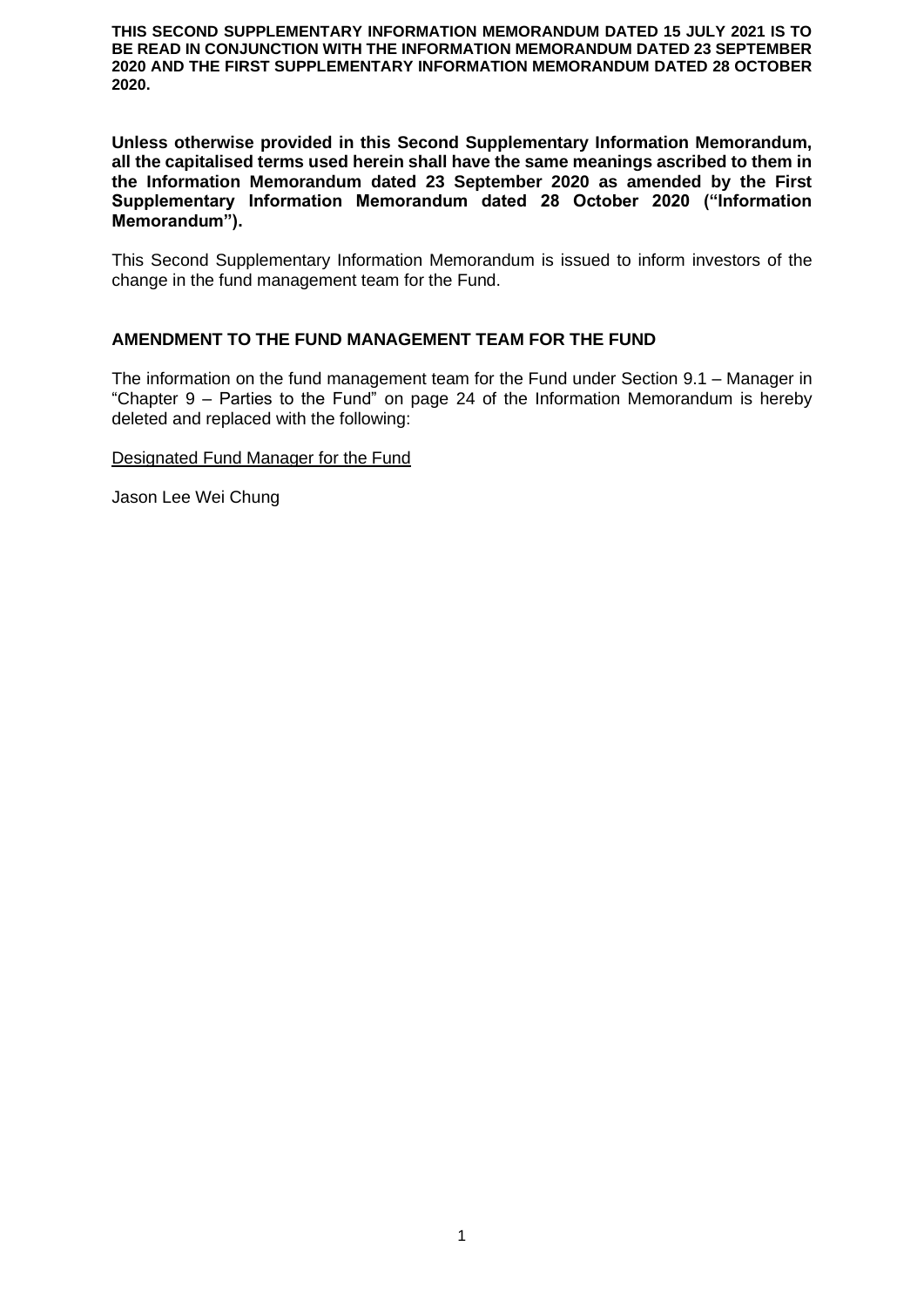**THIS SECOND SUPPLEMENTARY INFORMATION MEMORANDUM DATED 15 JULY 2021 IS TO BE READ IN CONJUNCTION WITH THE INFORMATION MEMORANDUM DATED 23 SEPTEMBER 2020 AND THE FIRST SUPPLEMENTARY INFORMATION MEMORANDUM DATED 28 OCTOBER 2020.**

**Unless otherwise provided in this Second Supplementary Information Memorandum, all the capitalised terms used herein shall have the same meanings ascribed to them in the Information Memorandum dated 23 September 2020 as amended by the First Supplementary Information Memorandum dated 28 October 2020 ("Information Memorandum").**

This Second Supplementary Information Memorandum is issued to inform investors of the change in the fund management team for the Fund.

## AMENDMENT TO THE FUND MANAGEMENT TEAM FOR THE FUND

The information on the fund management team for the Fund under Section 9.1 – Manager in "Chapter 9 – Parties to the Fund" on page 24 of the Information Memorandum is hereby deleted and replaced with the following:

<u>Designated Fund Manager for the Fund</u>

Jason Lee Wei Chung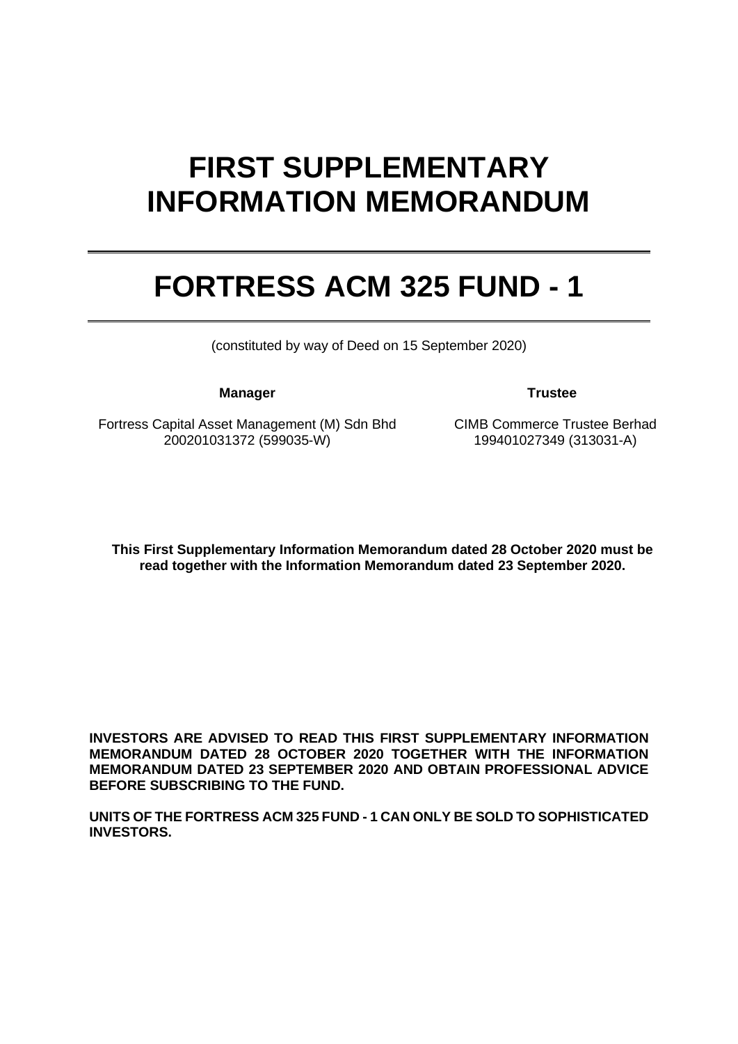# FIRST SUPPLEMENTARY INFORMATION MEMORANDUM

# FORTRESS ACM 325 FUND - 1

(constituted by way of Deed on 15 September 2020)

| **Manager** | **Trustee** |
|---|---|
| Fortress Capital Asset Management (M) Sdn Bhd<br>200201031372 (599035-W) | CIMB Commerce Trustee Berhad<br>199401027349 (313031-A) |

**This First Supplementary Information Memorandum dated 28 October 2020 must be read together with the Information Memorandum dated 23 September 2020.**

**INVESTORS ARE ADVISED TO READ THIS FIRST SUPPLEMENTARY INFORMATION MEMORANDUM DATED 28 OCTOBER 2020 TOGETHER WITH THE INFORMATION MEMORANDUM DATED 23 SEPTEMBER 2020 AND OBTAIN PROFESSIONAL ADVICE BEFORE SUBSCRIBING TO THE FUND.**

**UNITS OF THE FORTRESS ACM 325 FUND - 1 CAN ONLY BE SOLD TO SOPHISTICATED INVESTORS.**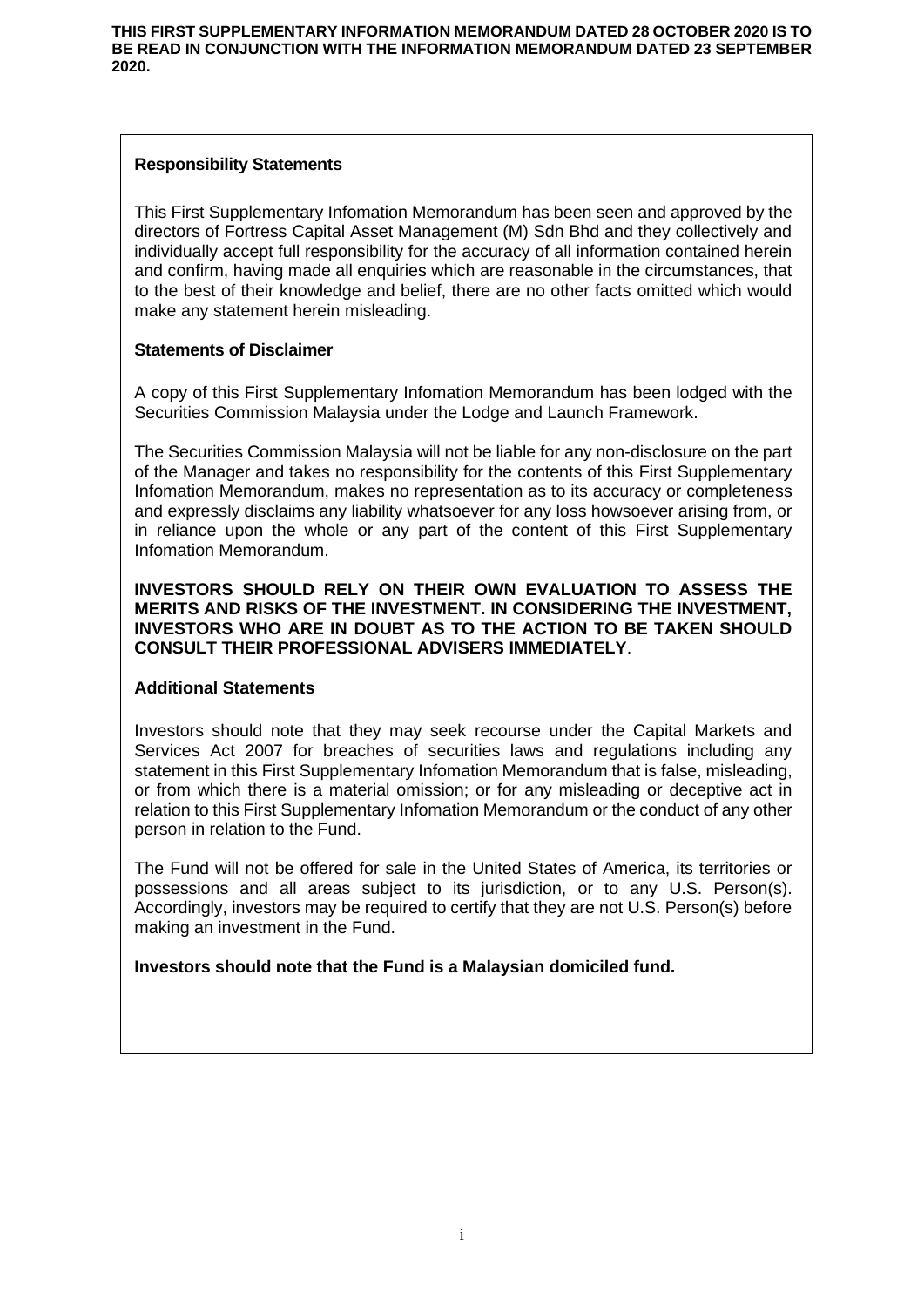**THIS FIRST SUPPLEMENTARY INFORMATION MEMORANDUM DATED 28 OCTOBER 2020 IS TO BE READ IN CONJUNCTION WITH THE INFORMATION MEMORANDUM DATED 23 SEPTEMBER 2020.**

### Responsibility Statements

This First Supplementary Infomation Memorandum has been seen and approved by the directors of Fortress Capital Asset Management (M) Sdn Bhd and they collectively and individually accept full responsibility for the accuracy of all information contained herein and confirm, having made all enquiries which are reasonable in the circumstances, that to the best of their knowledge and belief, there are no other facts omitted which would make any statement herein misleading.

### Statements of Disclaimer

A copy of this First Supplementary Infomation Memorandum has been lodged with the Securities Commission Malaysia under the Lodge and Launch Framework.

The Securities Commission Malaysia will not be liable for any non-disclosure on the part of the Manager and takes no responsibility for the contents of this First Supplementary Infomation Memorandum, makes no representation as to its accuracy or completeness and expressly disclaims any liability whatsoever for any loss howsoever arising from, or in reliance upon the whole or any part of the content of this First Supplementary Infomation Memorandum.

**INVESTORS SHOULD RELY ON THEIR OWN EVALUATION TO ASSESS THE MERITS AND RISKS OF THE INVESTMENT. IN CONSIDERING THE INVESTMENT, INVESTORS WHO ARE IN DOUBT AS TO THE ACTION TO BE TAKEN SHOULD CONSULT THEIR PROFESSIONAL ADVISERS IMMEDIATELY**.

### Additional Statements

Investors should note that they may seek recourse under the Capital Markets and Services Act 2007 for breaches of securities laws and regulations including any statement in this First Supplementary Infomation Memorandum that is false, misleading, or from which there is a material omission; or for any misleading or deceptive act in relation to this First Supplementary Infomation Memorandum or the conduct of any other person in relation to the Fund.

The Fund will not be offered for sale in the United States of America, its territories or possessions and all areas subject to its jurisdiction, or to any U.S. Person(s). Accordingly, investors may be required to certify that they are not U.S. Person(s) before making an investment in the Fund.

**Investors should note that the Fund is a Malaysian domiciled fund.**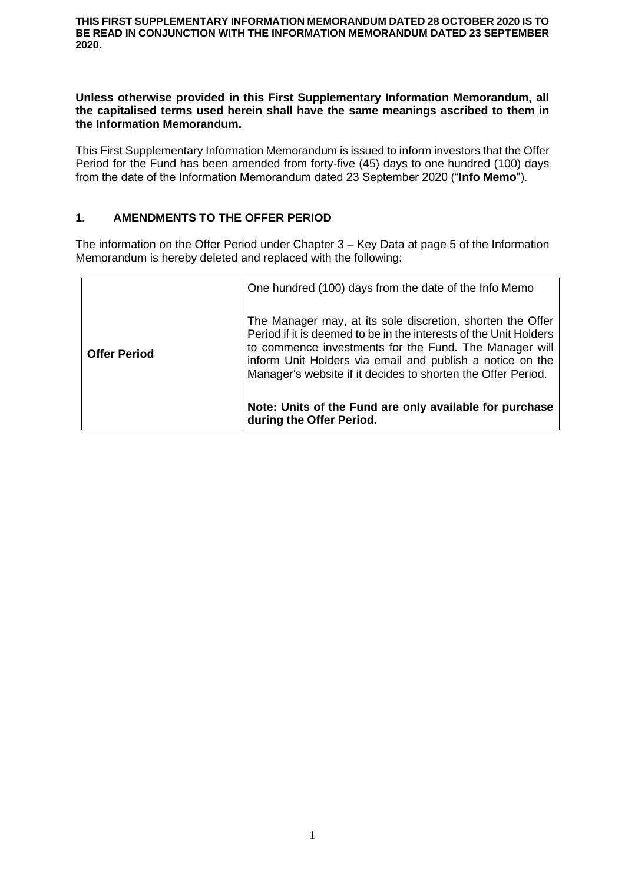**THIS FIRST SUPPLEMENTARY INFORMATION MEMORANDUM DATED 28 OCTOBER 2020 IS TO BE READ IN CONJUNCTION WITH THE INFORMATION MEMORANDUM DATED 23 SEPTEMBER 2020.**

**Unless otherwise provided in this First Supplementary Information Memorandum, all the capitalised terms used herein shall have the same meanings ascribed to them in the Information Memorandum.**

This First Supplementary Information Memorandum is issued to inform investors that the Offer Period for the Fund has been amended from forty-five (45) days to one hundred (100) days from the date of the Information Memorandum dated 23 September 2020 ("**Info Memo**").

## 1. AMENDMENTS TO THE OFFER PERIOD

The information on the Offer Period under Chapter 3 – Key Data at page 5 of the Information Memorandum is hereby deleted and replaced with the following:

| | |
|---|---|
| **Offer Period** | One hundred (100) days from the date of the Info Memo<br><br>The Manager may, at its sole discretion, shorten the Offer Period if it is deemed to be in the interests of the Unit Holders to commence investments for the Fund. The Manager will inform Unit Holders via email and publish a notice on the Manager's website if it decides to shorten the Offer Period.<br><br>**Note: Units of the Fund are only available for purchase during the Offer Period.** |